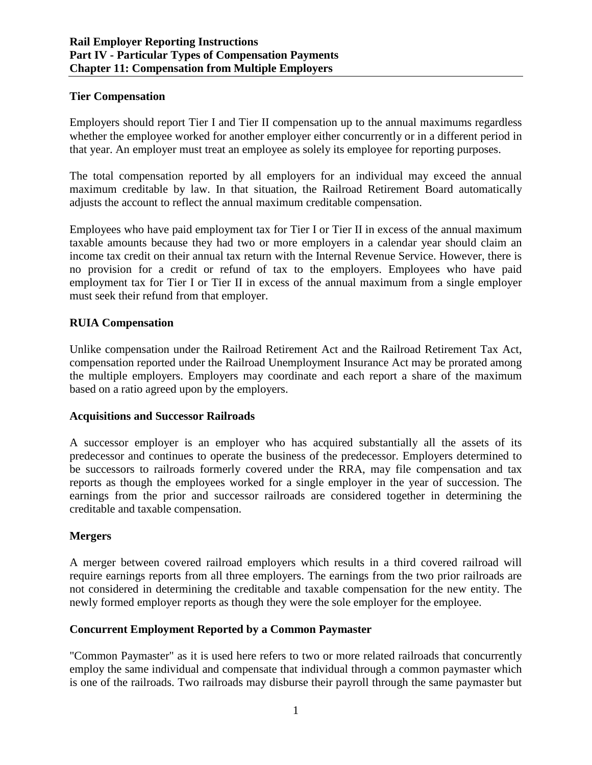# Rail Employer Reporting Instructions
## Part IV - Particular Types of Compensation Payments
## Chapter 11: Compensation from Multiple Employers

### Tier Compensation

Employers should report Tier I and Tier II compensation up to the annual maximums regardless whether the employee worked for another employer either concurrently or in a different period in that year. An employer must treat an employee as solely its employee for reporting purposes.

The total compensation reported by all employers for an individual may exceed the annual maximum creditable by law. In that situation, the Railroad Retirement Board automatically adjusts the account to reflect the annual maximum creditable compensation.

Employees who have paid employment tax for Tier I or Tier II in excess of the annual maximum taxable amounts because they had two or more employers in a calendar year should claim an income tax credit on their annual tax return with the Internal Revenue Service. However, there is no provision for a credit or refund of tax to the employers. Employees who have paid employment tax for Tier I or Tier II in excess of the annual maximum from a single employer must seek their refund from that employer.

### RUIA Compensation

Unlike compensation under the Railroad Retirement Act and the Railroad Retirement Tax Act, compensation reported under the Railroad Unemployment Insurance Act may be prorated among the multiple employers. Employers may coordinate and each report a share of the maximum based on a ratio agreed upon by the employers.

### Acquisitions and Successor Railroads

A successor employer is an employer who has acquired substantially all the assets of its predecessor and continues to operate the business of the predecessor. Employers determined to be successors to railroads formerly covered under the RRA, may file compensation and tax reports as though the employees worked for a single employer in the year of succession. The earnings from the prior and successor railroads are considered together in determining the creditable and taxable compensation.

### Mergers

A merger between covered railroad employers which results in a third covered railroad will require earnings reports from all three employers. The earnings from the two prior railroads are not considered in determining the creditable and taxable compensation for the new entity. The newly formed employer reports as though they were the sole employer for the employee.

### Concurrent Employment Reported by a Common Paymaster

"Common Paymaster" as it is used here refers to two or more related railroads that concurrently employ the same individual and compensate that individual through a common paymaster which is one of the railroads. Two railroads may disburse their payroll through the same paymaster but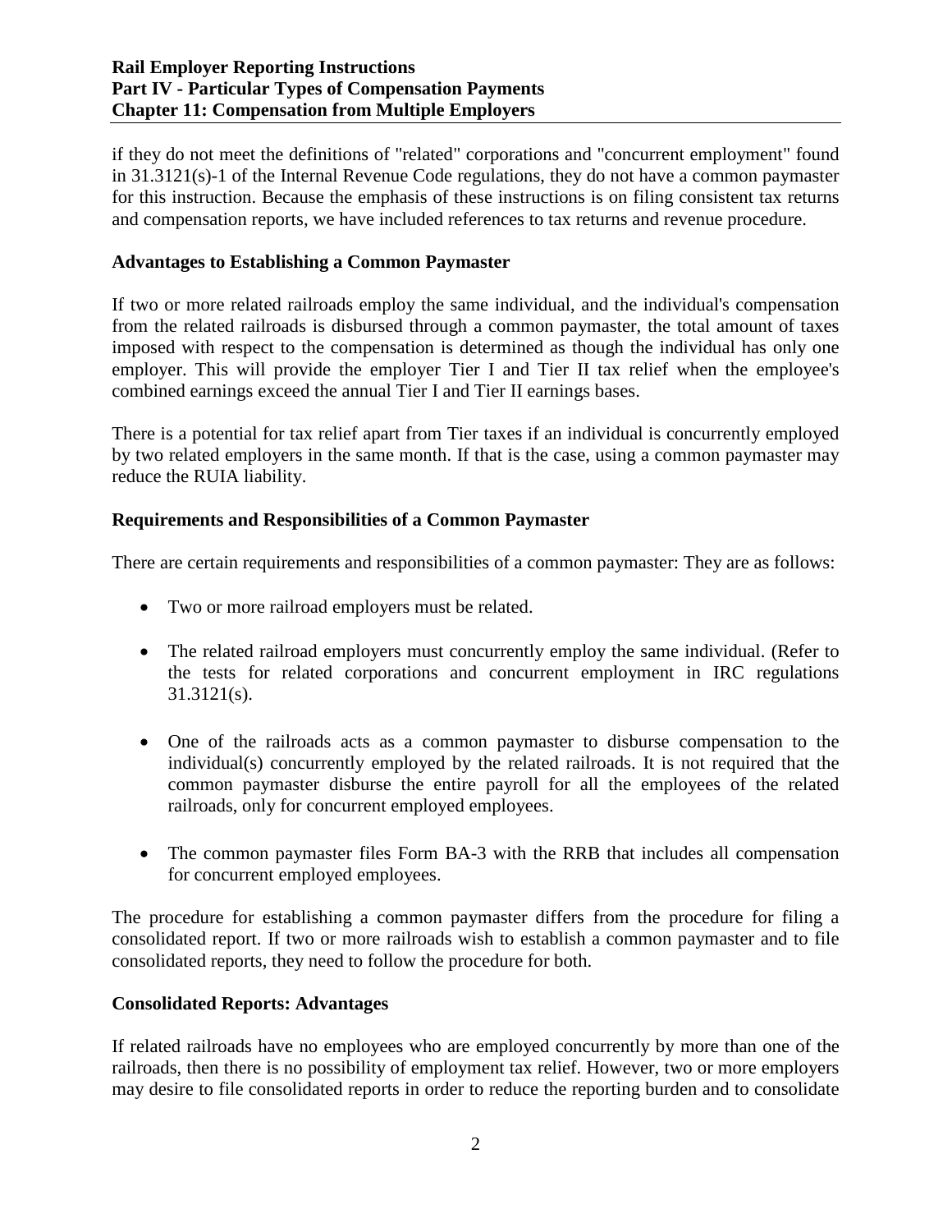if they do not meet the definitions of "related" corporations and "concurrent employment" found in 31.3121(s)-1 of the Internal Revenue Code regulations, they do not have a common paymaster for this instruction. Because the emphasis of these instructions is on filing consistent tax returns and compensation reports, we have included references to tax returns and revenue procedure.

**Advantages to Establishing a Common Paymaster**

If two or more related railroads employ the same individual, and the individual's compensation from the related railroads is disbursed through a common paymaster, the total amount of taxes imposed with respect to the compensation is determined as though the individual has only one employer. This will provide the employer Tier I and Tier II tax relief when the employee's combined earnings exceed the annual Tier I and Tier II earnings bases.

There is a potential for tax relief apart from Tier taxes if an individual is concurrently employed by two related employers in the same month. If that is the case, using a common paymaster may reduce the RUIA liability.

**Requirements and Responsibilities of a Common Paymaster**

There are certain requirements and responsibilities of a common paymaster: They are as follows:

- Two or more railroad employers must be related.
- The related railroad employers must concurrently employ the same individual. (Refer to the tests for related corporations and concurrent employment in IRC regulations 31.3121(s).
- One of the railroads acts as a common paymaster to disburse compensation to the individual(s) concurrently employed by the related railroads. It is not required that the common paymaster disburse the entire payroll for all the employees of the related railroads, only for concurrent employed employees.
- The common paymaster files Form BA-3 with the RRB that includes all compensation for concurrent employed employees.

The procedure for establishing a common paymaster differs from the procedure for filing a consolidated report. If two or more railroads wish to establish a common paymaster and to file consolidated reports, they need to follow the procedure for both.

**Consolidated Reports: Advantages**

If related railroads have no employees who are employed concurrently by more than one of the railroads, then there is no possibility of employment tax relief. However, two or more employers may desire to file consolidated reports in order to reduce the reporting burden and to consolidate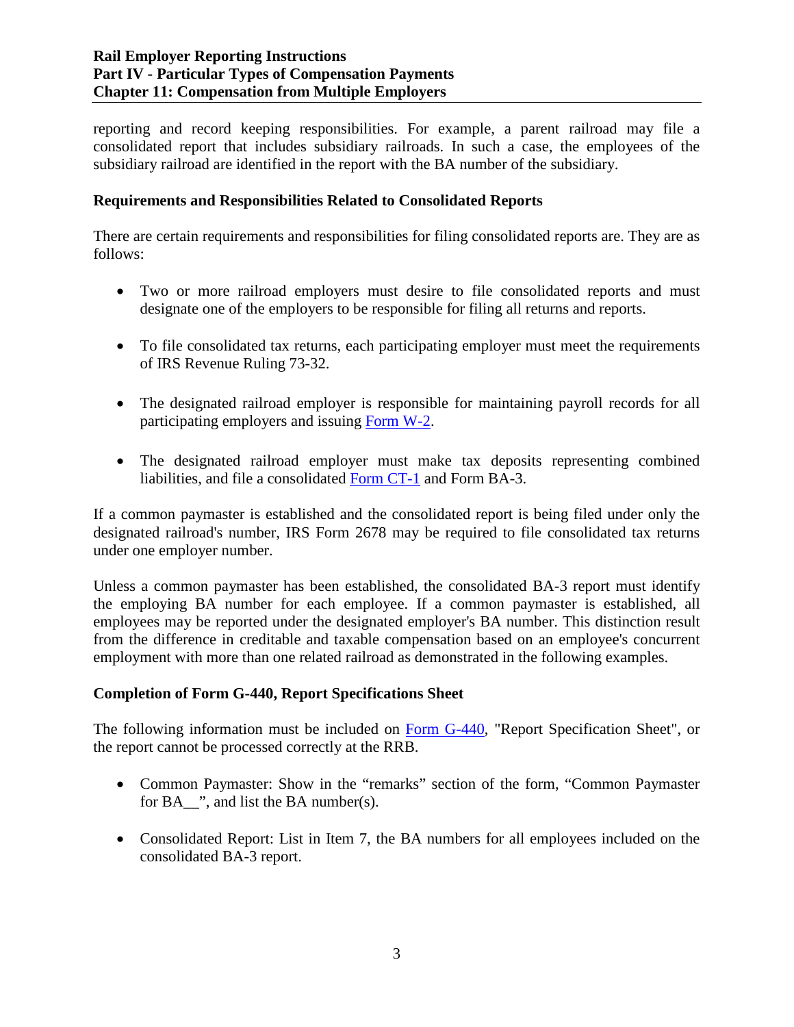reporting and record keeping responsibilities. For example, a parent railroad may file a consolidated report that includes subsidiary railroads. In such a case, the employees of the subsidiary railroad are identified in the report with the BA number of the subsidiary.

### Requirements and Responsibilities Related to Consolidated Reports

There are certain requirements and responsibilities for filing consolidated reports are. They are as follows:

- Two or more railroad employers must desire to file consolidated reports and must designate one of the employers to be responsible for filing all returns and reports.

- To file consolidated tax returns, each participating employer must meet the requirements of IRS Revenue Ruling 73-32.

- The designated railroad employer is responsible for maintaining payroll records for all participating employers and issuing Form W-2.

- The designated railroad employer must make tax deposits representing combined liabilities, and file a consolidated Form CT-1 and Form BA-3.

If a common paymaster is established and the consolidated report is being filed under only the designated railroad's number, IRS Form 2678 may be required to file consolidated tax returns under one employer number.

Unless a common paymaster has been established, the consolidated BA-3 report must identify the employing BA number for each employee. If a common paymaster is established, all employees may be reported under the designated employer's BA number. This distinction result from the difference in creditable and taxable compensation based on an employee's concurrent employment with more than one related railroad as demonstrated in the following examples.

### Completion of Form G-440, Report Specifications Sheet

The following information must be included on Form G-440, "Report Specification Sheet", or the report cannot be processed correctly at the RRB.

- Common Paymaster: Show in the "remarks" section of the form, "Common Paymaster for BA__", and list the BA number(s).

- Consolidated Report: List in Item 7, the BA numbers for all employees included on the consolidated BA-3 report.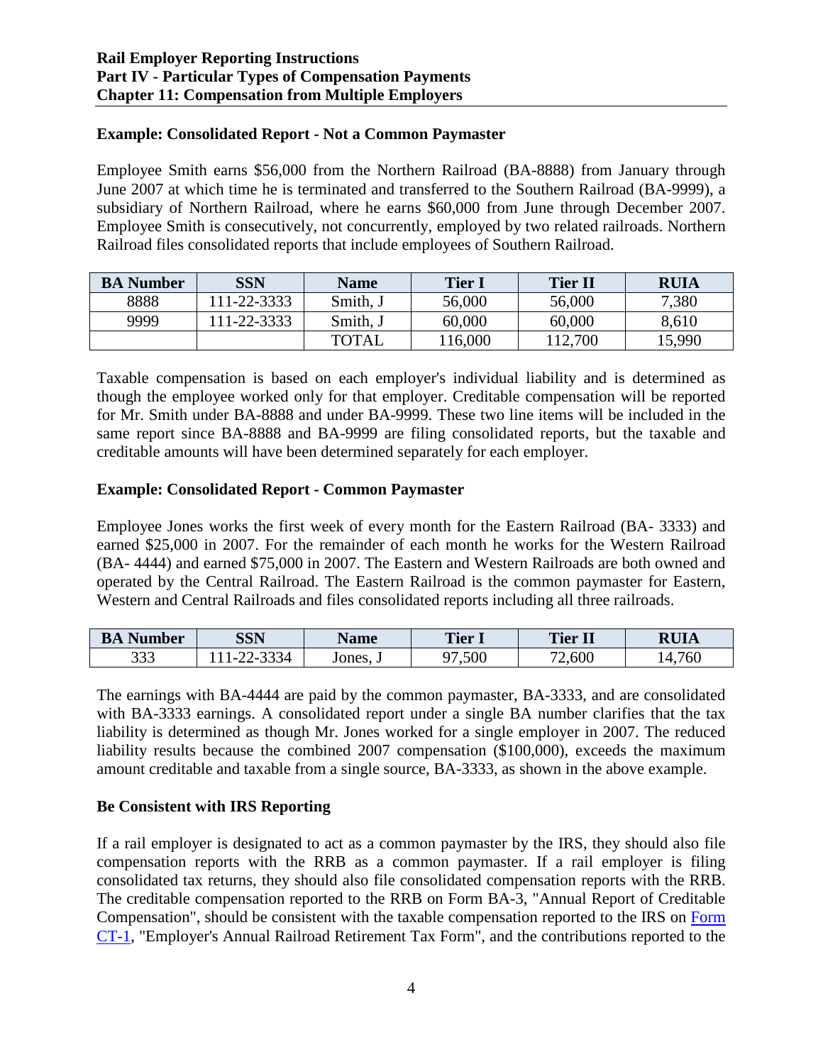#### Example: Consolidated Report - Not a Common Paymaster

Employee Smith earns $56,000 from the Northern Railroad (BA-8888) from January through June 2007 at which time he is terminated and transferred to the Southern Railroad (BA-9999), a subsidiary of Northern Railroad, where he earns $60,000 from June through December 2007. Employee Smith is consecutively, not concurrently, employed by two related railroads. Northern Railroad files consolidated reports that include employees of Southern Railroad.

| BA Number | SSN | Name | Tier I | Tier II | RUIA |
|---|---|---|---|---|---|
| 8888 | 111-22-3333 | Smith, J | 56,000 | 56,000 | 7,380 |
| 9999 | 111-22-3333 | Smith, J | 60,000 | 60,000 | 8,610 |
| | | TOTAL | 116,000 | 112,700 | 15,990 |

Taxable compensation is based on each employer's individual liability and is determined as though the employee worked only for that employer. Creditable compensation will be reported for Mr. Smith under BA-8888 and under BA-9999. These two line items will be included in the same report since BA-8888 and BA-9999 are filing consolidated reports, but the taxable and creditable amounts will have been determined separately for each employer.

#### Example: Consolidated Report - Common Paymaster

Employee Jones works the first week of every month for the Eastern Railroad (BA- 3333) and earned $25,000 in 2007. For the remainder of each month he works for the Western Railroad (BA- 4444) and earned $75,000 in 2007. The Eastern and Western Railroads are both owned and operated by the Central Railroad. The Eastern Railroad is the common paymaster for Eastern, Western and Central Railroads and files consolidated reports including all three railroads.

| BA Number | SSN | Name | Tier I | Tier II | RUIA |
|---|---|---|---|---|---|
| 333 | 111-22-3334 | Jones, J | 97,500 | 72,600 | 14,760 |

The earnings with BA-4444 are paid by the common paymaster, BA-3333, and are consolidated with BA-3333 earnings. A consolidated report under a single BA number clarifies that the tax liability is determined as though Mr. Jones worked for a single employer in 2007. The reduced liability results because the combined 2007 compensation ($100,000), exceeds the maximum amount creditable and taxable from a single source, BA-3333, as shown in the above example.

#### Be Consistent with IRS Reporting

If a rail employer is designated to act as a common paymaster by the IRS, they should also file compensation reports with the RRB as a common paymaster. If a rail employer is filing consolidated tax returns, they should also file consolidated compensation reports with the RRB. The creditable compensation reported to the RRB on Form BA-3, "Annual Report of Creditable Compensation", should be consistent with the taxable compensation reported to the IRS on Form CT-1, "Employer's Annual Railroad Retirement Tax Form", and the contributions reported to the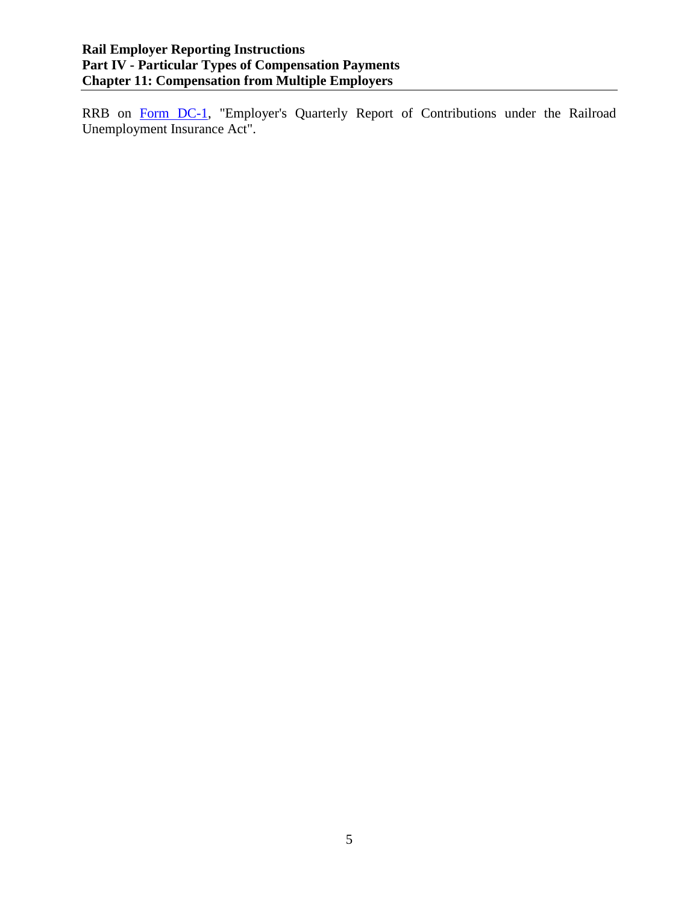RRB on Form DC-1, "Employer's Quarterly Report of Contributions under the Railroad Unemployment Insurance Act".